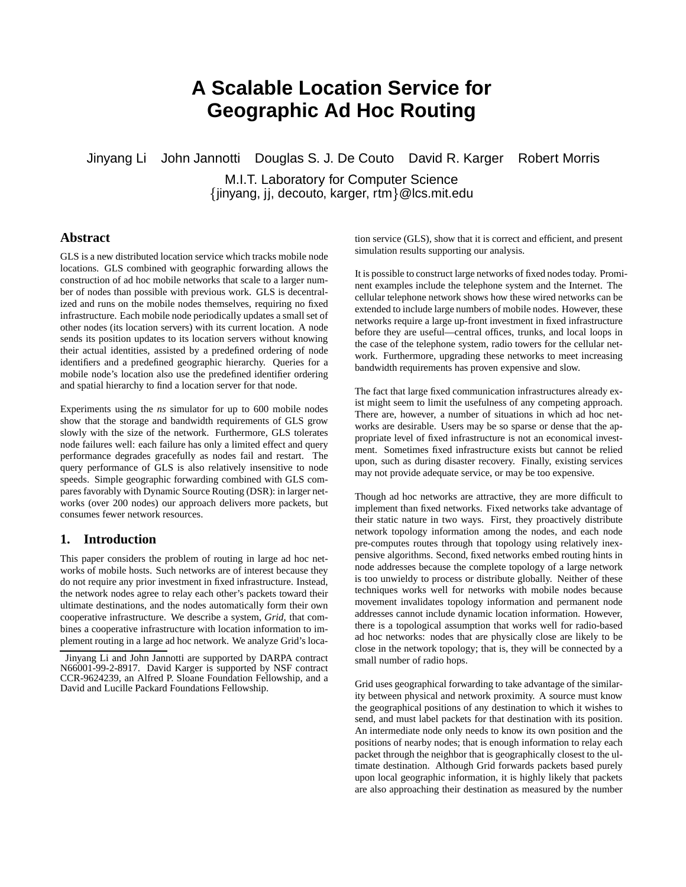# A Scalable Location Service for Geographic Ad Hoc Routing

Jinyang Li John Jannotti Douglas S. J. De Couto David R. Karger Robert Morris

M.I.T. Laboratory for Computer Science
{jinyang, jj, decouto, karger, rtm}@lcs.mit.edu

## Abstract

GLS is a new distributed location service which tracks mobile node locations. GLS combined with geographic forwarding allows the construction of ad hoc mobile networks that scale to a larger number of nodes than possible with previous work. GLS is decentralized and runs on the mobile nodes themselves, requiring no fixed infrastructure. Each mobile node periodically updates a small set of other nodes (its location servers) with its current location. A node sends its position updates to its location servers without knowing their actual identities, assisted by a predefined ordering of node identifiers and a predefined geographic hierarchy. Queries for a mobile node's location also use the predefined identifier ordering and spatial hierarchy to find a location server for that node.

Experiments using the *ns* simulator for up to 600 mobile nodes show that the storage and bandwidth requirements of GLS grow slowly with the size of the network. Furthermore, GLS tolerates node failures well: each failure has only a limited effect and query performance degrades gracefully as nodes fail and restart. The query performance of GLS is also relatively insensitive to node speeds. Simple geographic forwarding combined with GLS compares favorably with Dynamic Source Routing (DSR): in larger networks (over 200 nodes) our approach delivers more packets, but consumes fewer network resources.

## 1. Introduction

This paper considers the problem of routing in large ad hoc networks of mobile hosts. Such networks are of interest because they do not require any prior investment in fixed infrastructure. Instead, the network nodes agree to relay each other's packets toward their ultimate destinations, and the nodes automatically form their own cooperative infrastructure. We describe a system, *Grid*, that combines a cooperative infrastructure with location information to implement routing in a large ad hoc network. We analyze Grid's location service (GLS), show that it is correct and efficient, and present simulation results supporting our analysis.

Jinyang Li and John Jannotti are supported by DARPA contract N66001-99-2-8917. David Karger is supported by NSF contract CCR-9624239, an Alfred P. Sloane Foundation Fellowship, and a David and Lucille Packard Foundations Fellowship.

It is possible to construct large networks of fixed nodes today. Prominent examples include the telephone system and the Internet. The cellular telephone network shows how these wired networks can be extended to include large numbers of mobile nodes. However, these networks require a large up-front investment in fixed infrastructure before they are useful—central offices, trunks, and local loops in the case of the telephone system, radio towers for the cellular network. Furthermore, upgrading these networks to meet increasing bandwidth requirements has proven expensive and slow.

The fact that large fixed communication infrastructures already exist might seem to limit the usefulness of any competing approach. There are, however, a number of situations in which ad hoc networks are desirable. Users may be so sparse or dense that the appropriate level of fixed infrastructure is not an economical investment. Sometimes fixed infrastructure exists but cannot be relied upon, such as during disaster recovery. Finally, existing services may not provide adequate service, or may be too expensive.

Though ad hoc networks are attractive, they are more difficult to implement than fixed networks. Fixed networks take advantage of their static nature in two ways. First, they proactively distribute network topology information among the nodes, and each node pre-computes routes through that topology using relatively inexpensive algorithms. Second, fixed networks embed routing hints in node addresses because the complete topology of a large network is too unwieldy to process or distribute globally. Neither of these techniques works well for networks with mobile nodes because movement invalidates topology information and permanent node addresses cannot include dynamic location information. However, there is a topological assumption that works well for radio-based ad hoc networks: nodes that are physically close are likely to be close in the network topology; that is, they will be connected by a small number of radio hops.

Grid uses geographical forwarding to take advantage of the similarity between physical and network proximity. A source must know the geographical positions of any destination to which it wishes to send, and must label packets for that destination with its position. An intermediate node only needs to know its own position and the positions of nearby nodes; that is enough information to relay each packet through the neighbor that is geographically closest to the ultimate destination. Although Grid forwards packets based purely upon local geographic information, it is highly likely that packets are also approaching their destination as measured by the number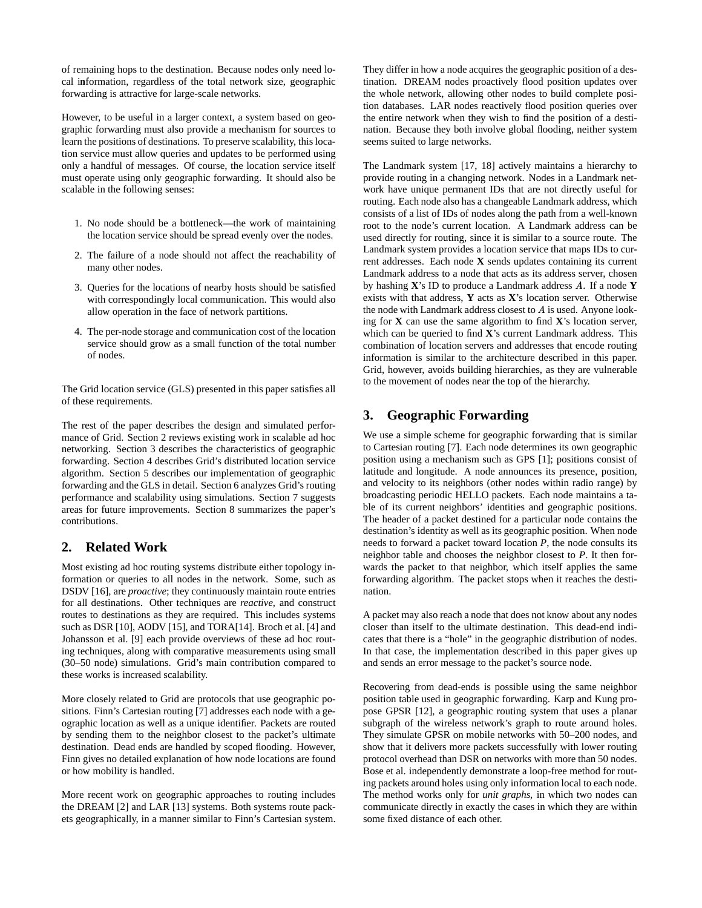of remaining hops to the destination. Because nodes only need local information, regardless of the total network size, geographic forwarding is attractive for large-scale networks.

However, to be useful in a larger context, a system based on geographic forwarding must also provide a mechanism for sources to learn the positions of destinations. To preserve scalability, this location service must allow queries and updates to be performed using only a handful of messages. Of course, the location service itself must operate using only geographic forwarding. It should also be scalable in the following senses:

1. No node should be a bottleneck—the work of maintaining the location service should be spread evenly over the nodes.
2. The failure of a node should not affect the reachability of many other nodes.
3. Queries for the locations of nearby hosts should be satisfied with correspondingly local communication. This would also allow operation in the face of network partitions.
4. The per-node storage and communication cost of the location service should grow as a small function of the total number of nodes.

The Grid location service (GLS) presented in this paper satisfies all of these requirements.

The rest of the paper describes the design and simulated performance of Grid. Section 2 reviews existing work in scalable ad hoc networking. Section 3 describes the characteristics of geographic forwarding. Section 4 describes Grid's distributed location service algorithm. Section 5 describes our implementation of geographic forwarding and the GLS in detail. Section 6 analyzes Grid's routing performance and scalability using simulations. Section 7 suggests areas for future improvements. Section 8 summarizes the paper's contributions.

## 2. Related Work

Most existing ad hoc routing systems distribute either topology information or queries to all nodes in the network. Some, such as DSDV [16], are *proactive*; they continuously maintain route entries for all destinations. Other techniques are *reactive*, and construct routes to destinations as they are required. This includes systems such as DSR [10], AODV [15], and TORA[14]. Broch et al. [4] and Johansson et al. [9] each provide overviews of these ad hoc routing techniques, along with comparative measurements using small (30–50 node) simulations. Grid's main contribution compared to these works is increased scalability.

More closely related to Grid are protocols that use geographic positions. Finn's Cartesian routing [7] addresses each node with a geographic location as well as a unique identifier. Packets are routed by sending them to the neighbor closest to the packet's ultimate destination. Dead ends are handled by scoped flooding. However, Finn gives no detailed explanation of how node locations are found or how mobility is handled.

More recent work on geographic approaches to routing includes the DREAM [2] and LAR [13] systems. Both systems route packets geographically, in a manner similar to Finn's Cartesian system. They differ in how a node acquires the geographic position of a destination. DREAM nodes proactively flood position updates over the whole network, allowing other nodes to build complete position databases. LAR nodes reactively flood position queries over the entire network when they wish to find the position of a destination. Because they both involve global flooding, neither system seems suited to large networks.

The Landmark system [17, 18] actively maintains a hierarchy to provide routing in a changing network. Nodes in a Landmark network have unique permanent IDs that are not directly useful for routing. Each node also has a changeable Landmark address, which consists of a list of IDs of nodes along the path from a well-known root to the node's current location. A Landmark address can be used directly for routing, since it is similar to a source route. The Landmark system provides a location service that maps IDs to current addresses. Each node **X** sends updates containing its current Landmark address to a node that acts as its address server, chosen by hashing **X**'s ID to produce a Landmark address $A$. If a node **Y** exists with that address, **Y** acts as **X**'s location server. Otherwise the node with Landmark address closest to $A$ is used. Anyone looking for **X** can use the same algorithm to find **X**'s location server, which can be queried to find **X**'s current Landmark address. This combination of location servers and addresses that encode routing information is similar to the architecture described in this paper. Grid, however, avoids building hierarchies, as they are vulnerable to the movement of nodes near the top of the hierarchy.

## 3. Geographic Forwarding

We use a simple scheme for geographic forwarding that is similar to Cartesian routing [7]. Each node determines its own geographic position using a mechanism such as GPS [1]; positions consist of latitude and longitude. A node announces its presence, position, and velocity to its neighbors (other nodes within radio range) by broadcasting periodic HELLO packets. Each node maintains a table of its current neighbors' identities and geographic positions. The header of a packet destined for a particular node contains the destination's identity as well as its geographic position. When node needs to forward a packet toward location $P$, the node consults its neighbor table and chooses the neighbor closest to $P$. It then forwards the packet to that neighbor, which itself applies the same forwarding algorithm. The packet stops when it reaches the destination.

A packet may also reach a node that does not know about any nodes closer than itself to the ultimate destination. This dead-end indicates that there is a "hole" in the geographic distribution of nodes. In that case, the implementation described in this paper gives up and sends an error message to the packet's source node.

Recovering from dead-ends is possible using the same neighbor position table used in geographic forwarding. Karp and Kung propose GPSR [12], a geographic routing system that uses a planar subgraph of the wireless network's graph to route around holes. They simulate GPSR on mobile networks with 50–200 nodes, and show that it delivers more packets successfully with lower routing protocol overhead than DSR on networks with more than 50 nodes. Bose et al. independently demonstrate a loop-free method for routing packets around holes using only information local to each node. The method works only for *unit graphs*, in which two nodes can communicate directly in exactly the cases in which they are within some fixed distance of each other.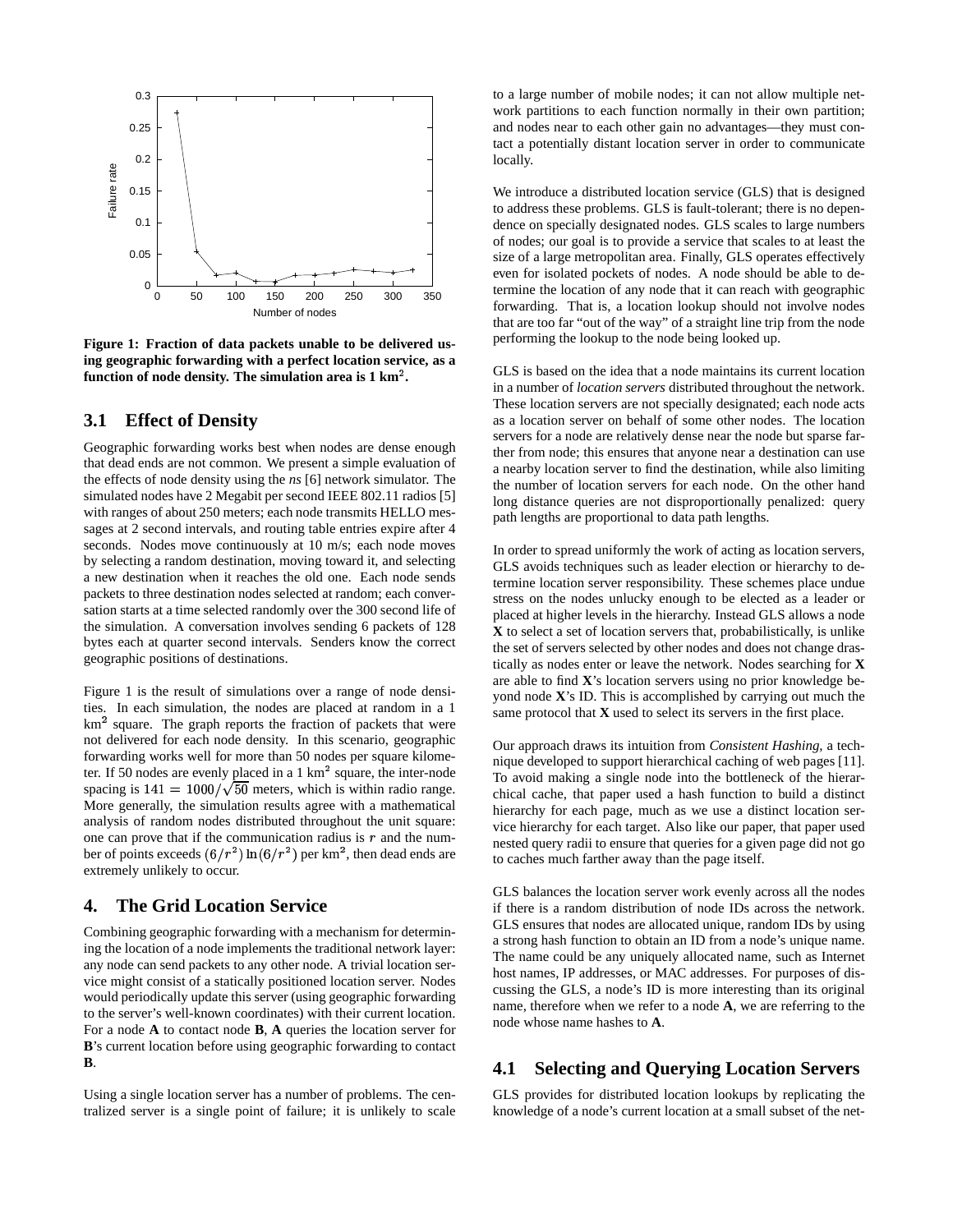**Figure 1: Fraction of data packets unable to be delivered using geographic forwarding with a perfect location service, as a function of node density. The simulation area is 1 km$^2$.**

## 3.1 Effect of Density

Geographic forwarding works best when nodes are dense enough that dead ends are not common. We present a simple evaluation of the effects of node density using the *ns* [6] network simulator. The simulated nodes have 2 Megabit per second IEEE 802.11 radios [5] with ranges of about 250 meters; each node transmits HELLO messages at 2 second intervals, and routing table entries expire after 4 seconds. Nodes move continuously at 10 m/s; each node moves by selecting a random destination, moving toward it, and selecting a new destination when it reaches the old one. Each node sends packets to three destination nodes selected at random; each conversation starts at a time selected randomly over the 300 second life of the simulation. A conversation involves sending 6 packets of 128 bytes each at quarter second intervals. Senders know the correct geographic positions of destinations.

Figure 1 is the result of simulations over a range of node densities. In each simulation, the nodes are placed at random in a 1 km$^2$ square. The graph reports the fraction of packets that were not delivered for each node density. In this scenario, geographic forwarding works well for more than 50 nodes per square kilometer. If 50 nodes are evenly placed in a 1 km$^2$ square, the inter-node spacing is $141 = 1000/\sqrt{50}$ meters, which is within radio range. More generally, the simulation results agree with a mathematical analysis of random nodes distributed throughout the unit square: one can prove that if the communication radius is $r$ and the number of points exceeds $(6/r^2)\ln(6/r^2)$ per km$^2$, then dead ends are extremely unlikely to occur.

# 4. The Grid Location Service

Combining geographic forwarding with a mechanism for determining the location of a node implements the traditional network layer: any node can send packets to any other node. A trivial location service might consist of a statically positioned location server. Nodes would periodically update this server (using geographic forwarding to the server's well-known coordinates) with their current location. For a node **A** to contact node **B**, **A** queries the location server for **B**'s current location before using geographic forwarding to contact **B**.

Using a single location server has a number of problems. The centralized server is a single point of failure; it is unlikely to scale to a large number of mobile nodes; it can not allow multiple network partitions to each function normally in their own partition; and nodes near to each other gain no advantages—they must contact a potentially distant location server in order to communicate locally.

We introduce a distributed location service (GLS) that is designed to address these problems. GLS is fault-tolerant; there is no dependence on specially designated nodes. GLS scales to large numbers of nodes; our goal is to provide a service that scales to at least the size of a large metropolitan area. Finally, GLS operates effectively even for isolated pockets of nodes. A node should be able to determine the location of any node that it can reach with geographic forwarding. That is, a location lookup should not involve nodes that are too far "out of the way" of a straight line trip from the node performing the lookup to the node being looked up.

GLS is based on the idea that a node maintains its current location in a number of *location servers* distributed throughout the network. These location servers are not specially designated; each node acts as a location server on behalf of some other nodes. The location servers for a node are relatively dense near the node but sparse farther from node; this ensures that anyone near a destination can use a nearby location server to find the destination, while also limiting the number of location servers for each node. On the other hand long distance queries are not disproportionally penalized: query path lengths are proportional to data path lengths.

In order to spread uniformly the work of acting as location servers, GLS avoids techniques such as leader election or hierarchy to determine location server responsibility. These schemes place undue stress on the nodes unlucky enough to be elected as a leader or placed at higher levels in the hierarchy. Instead GLS allows a node **X** to select a set of location servers that, probabilistically, is unlike the set of servers selected by other nodes and does not change drastically as nodes enter or leave the network. Nodes searching for **X** are able to find **X**'s location servers using no prior knowledge beyond node **X**'s ID. This is accomplished by carrying out much the same protocol that **X** used to select its servers in the first place.

Our approach draws its intuition from *Consistent Hashing*, a technique developed to support hierarchical caching of web pages [11]. To avoid making a single node into the bottleneck of the hierarchical cache, that paper used a hash function to build a distinct hierarchy for each page, much as we use a distinct location service hierarchy for each target. Also like our paper, that paper used nested query radii to ensure that queries for a given page did not go to caches much farther away than the page itself.

GLS balances the location server work evenly across all the nodes if there is a random distribution of node IDs across the network. GLS ensures that nodes are allocated unique, random IDs by using a strong hash function to obtain an ID from a node's unique name. The name could be any uniquely allocated name, such as Internet host names, IP addresses, or MAC addresses. For purposes of discussing the GLS, a node's ID is more interesting than its original name, therefore when we refer to a node **A**, we are referring to the node whose name hashes to **A**.

## 4.1 Selecting and Querying Location Servers

GLS provides for distributed location lookups by replicating the knowledge of a node's current location at a small subset of the net-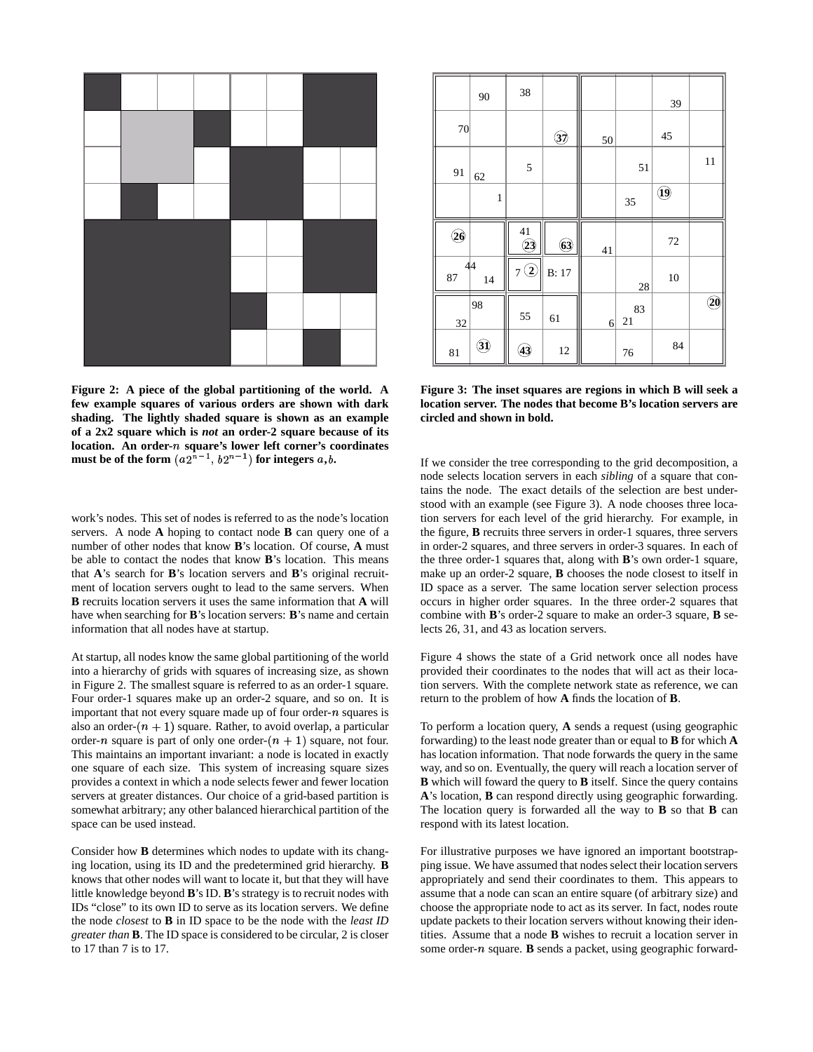**Figure 2: A piece of the global partitioning of the world. A few example squares of various orders are shown with dark shading. The lightly shaded square is shown as an example of a 2x2 square which is *not* an order-2 square because of its location. An order-$n$ square's lower left corner's coordinates must be of the form $(a2^{n-1}, b2^{n-1})$ for integers $a, b$.**

work's nodes. This set of nodes is referred to as the node's location servers. A node **A** hoping to contact node **B** can query one of a number of other nodes that know **B**'s location. Of course, **A** must be able to contact the nodes that know **B**'s location. This means that **A**'s search for **B**'s location servers and **B**'s original recruitment of location servers ought to lead to the same servers. When **B** recruits location servers it uses the same information that **A** will have when searching for **B**'s location servers: **B**'s name and certain information that all nodes have at startup.

At startup, all nodes know the same global partitioning of the world into a hierarchy of grids with squares of increasing size, as shown in Figure 2. The smallest square is referred to as an order-1 square. Four order-1 squares make up an order-2 square, and so on. It is important that not every square made up of four order-$n$ squares is also an order-$(n+1)$ square. Rather, to avoid overlap, a particular order-$n$ square is part of only one order-$(n+1)$ square, not four. This maintains an important invariant: a node is located in exactly one square of each size. This system of increasing square sizes provides a context in which a node selects fewer and fewer location servers at greater distances. Our choice of a grid-based partition is somewhat arbitrary; any other balanced hierarchical partition of the space can be used instead.

Consider how **B** determines which nodes to update with its changing location, using its ID and the predetermined grid hierarchy. **B** knows that other nodes will want to locate it, but that they will have little knowledge beyond **B**'s ID. **B**'s strategy is to recruit nodes with IDs "close" to its own ID to serve as its location servers. We define the node *closest* to **B** in ID space to be the node with the *least ID greater than* **B**. The ID space is considered to be circular, 2 is closer to 17 than 7 is to 17.

**Figure 3: The inset squares are regions in which B will seek a location server. The nodes that become B's location servers are circled and shown in bold.**

If we consider the tree corresponding to the grid decomposition, a node selects location servers in each *sibling* of a square that contains the node. The exact details of the selection are best understood with an example (see Figure 3). A node chooses three location servers for each level of the grid hierarchy. For example, in the figure, **B** recruits three servers in order-1 squares, three servers in order-2 squares, and three servers in order-3 squares. In each of the three order-1 squares that, along with **B**'s own order-1 square, make up an order-2 square, **B** chooses the node closest to itself in ID space as a server. The same location server selection process occurs in higher order squares. In the three order-2 squares that combine with **B**'s order-2 square to make an order-3 square, **B** selects 26, 31, and 43 as location servers.

Figure 4 shows the state of a Grid network once all nodes have provided their coordinates to the nodes that will act as their location servers. With the complete network state as reference, we can return to the problem of how **A** finds the location of **B**.

To perform a location query, **A** sends a request (using geographic forwarding) to the least node greater than or equal to **B** for which **A** has location information. That node forwards the query in the same way, and so on. Eventually, the query will reach a location server of **B** which will foward the query to **B** itself. Since the query contains **A**'s location, **B** can respond directly using geographic forwarding. The location query is forwarded all the way to **B** so that **B** can respond with its latest location.

For illustrative purposes we have ignored an important bootstrapping issue. We have assumed that nodes select their location servers appropriately and send their coordinates to them. This appears to assume that a node can scan an entire square (of arbitrary size) and choose the appropriate node to act as its server. In fact, nodes route update packets to their location servers without knowing their identities. Assume that a node **B** wishes to recruit a location server in some order-$n$ square. **B** sends a packet, using geographic forward-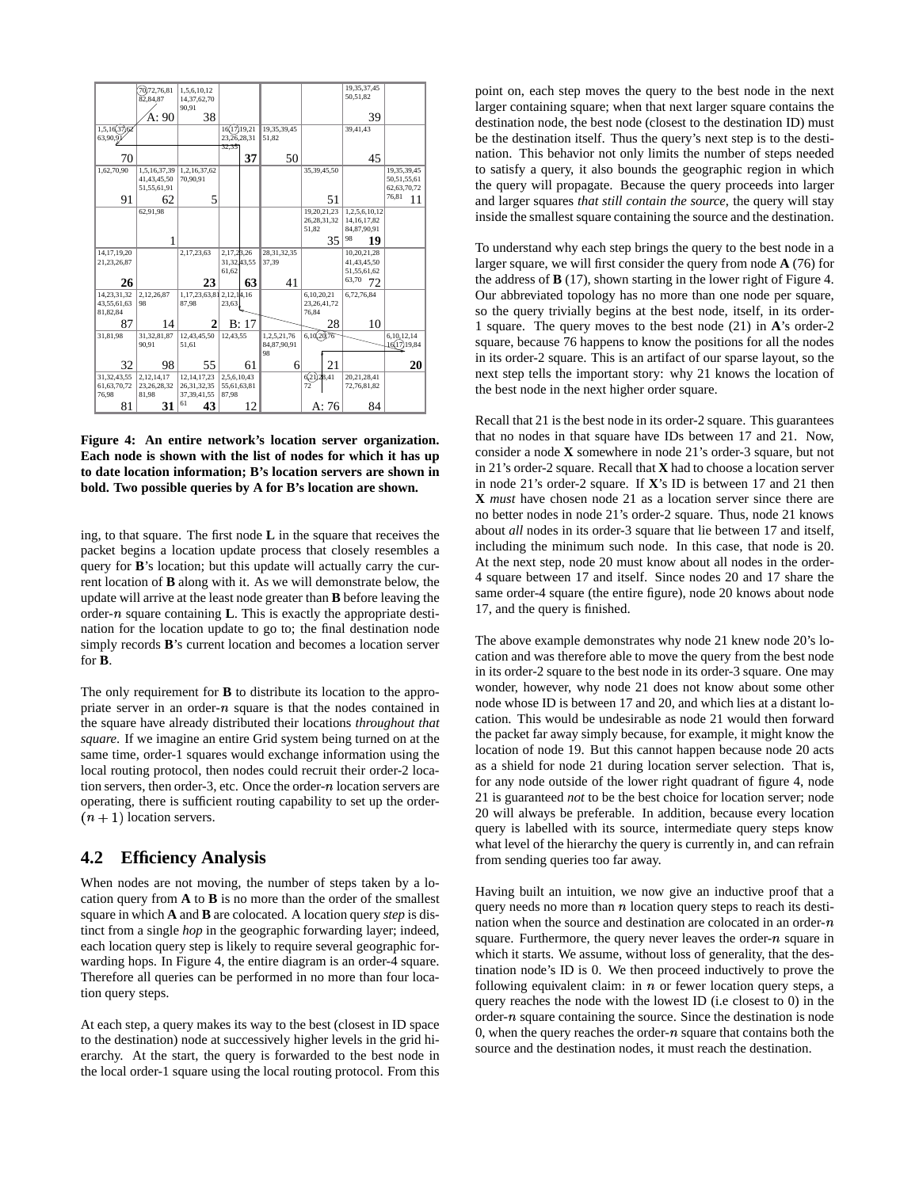**Figure 4: An entire network's location server organization. Each node is shown with the list of nodes for which it has up to date location information; B's location servers are shown in bold. Two possible queries by A for B's location are shown.**

ing, to that square. The first node **L** in the square that receives the packet begins a location update process that closely resembles a query for **B**'s location; but this update will actually carry the current location of **B** along with it. As we will demonstrate below, the update will arrive at the least node greater than **B** before leaving the order-$n$ square containing **L**. This is exactly the appropriate destination for the location update to go to; the final destination node simply records **B**'s current location and becomes a location server for **B**.

The only requirement for **B** to distribute its location to the appropriate server in an order-$n$ square is that the nodes contained in the square have already distributed their locations *throughout that square*. If we imagine an entire Grid system being turned on at the same time, order-1 squares would exchange information using the local routing protocol, then nodes could recruit their order-2 location servers, then order-3, etc. Once the order-$n$ location servers are operating, there is sufficient routing capability to set up the order-$(n+1)$ location servers.

## 4.2 Efficiency Analysis

When nodes are not moving, the number of steps taken by a location query from **A** to **B** is no more than the order of the smallest square in which **A** and **B** are colocated. A location query *step* is distinct from a single *hop* in the geographic forwarding layer; indeed, each location query step is likely to require several geographic forwarding hops. In Figure 4, the entire diagram is an order-4 square. Therefore all queries can be performed in no more than four location query steps.

At each step, a query makes its way to the best (closest in ID space to the destination) node at successively higher levels in the grid hierarchy. At the start, the query is forwarded to the best node in the local order-1 square using the local routing protocol. From this point on, each step moves the query to the best node in the next larger containing square; when that next larger square contains the destination node, the best node (closest to the destination ID) must be the destination itself. Thus the query's next step is to the destination. This behavior not only limits the number of steps needed to satisfy a query, it also bounds the geographic region in which the query will propagate. Because the query proceeds into larger and larger squares *that still contain the source*, the query will stay inside the smallest square containing the source and the destination.

To understand why each step brings the query to the best node in a larger square, we will first consider the query from node **A** (76) for the address of **B** (17), shown starting in the lower right of Figure 4. Our abbreviated topology has no more than one node per square, so the query trivially begins at the best node, itself, in its order-1 square. The query moves to the best node (21) in **A**'s order-2 square, because 76 happens to know the positions for all the nodes in its order-2 square. This is an artifact of our sparse layout, so the next step tells the important story: why 21 knows the location of the best node in the next higher order square.

Recall that 21 is the best node in its order-2 square. This guarantees that no nodes in that square have IDs between 17 and 21. Now, consider a node **X** somewhere in node 21's order-3 square, but not in 21's order-2 square. Recall that **X** had to choose a location server in node 21's order-2 square. If **X**'s ID is between 17 and 21 then **X** *must* have chosen node 21 as a location server since there are no better nodes in node 21's order-2 square. Thus, node 21 knows about *all* nodes in its order-3 square that lie between 17 and itself, including the minimum such node. In this case, that node is 20. At the next step, node 20 must know about all nodes in the order-4 square between 17 and itself. Since nodes 20 and 17 share the same order-4 square (the entire figure), node 20 knows about node 17, and the query is finished.

The above example demonstrates why node 21 knew node 20's location and was therefore able to move the query from the best node in its order-2 square to the best node in its order-3 square. One may wonder, however, why node 21 does not know about some other node whose ID is between 17 and 20, and which lies at a distant location. This would be undesirable as node 21 would then forward the packet far away simply because, for example, it might know the location of node 19. But this cannot happen because node 20 acts as a shield for node 21 during location server selection. That is, for any node outside of the lower right quadrant of figure 4, node 21 is guaranteed *not* to be the best choice for location server; node 20 will always be preferable. In addition, because every location query is labelled with its source, intermediate query steps know what level of the hierarchy the query is currently in, and can refrain from sending queries too far away.

Having built an intuition, we now give an inductive proof that a query needs no more than $n$ location query steps to reach its destination when the source and destination are colocated in an order-$n$ square. Furthermore, the query never leaves the order-$n$ square in which it starts. We assume, without loss of generality, that the destination node's ID is 0. We then proceed inductively to prove the following equivalent claim: in $n$ or fewer location query steps, a query reaches the node with the lowest ID (i.e closest to 0) in the order-$n$ square containing the source. Since the destination is node 0, when the query reaches the order-$n$ square that contains both the source and the destination nodes, it must reach the destination.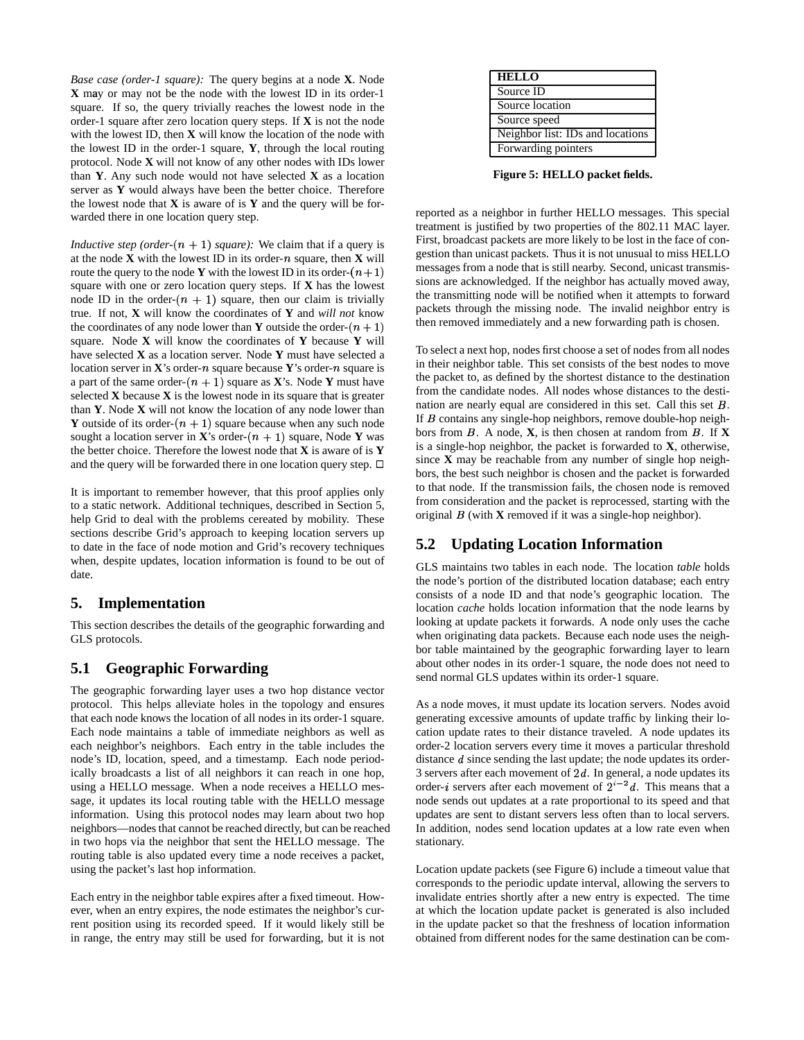*Base case (order-1 square):* The query begins at a node **X**. Node **X** may or may not be the node with the lowest ID in its order-1 square. If so, the query trivially reaches the lowest node in the order-1 square after zero location query steps. If **X** is not the node with the lowest ID, then **X** will know the location of the node with the lowest ID in the order-1 square, **Y**, through the local routing protocol. Node **X** will not know of any other nodes with IDs lower than **Y**. Any such node would not have selected **X** as a location server as **Y** would always have been the better choice. Therefore the lowest node that **X** is aware of is **Y** and the query will be forwarded there in one location query step.

*Inductive step (order-$(n+1)$ square):* We claim that if a query is at the node **X** with the lowest ID in its order-$n$ square, then **X** will route the query to the node **Y** with the lowest ID in its order-$(n+1)$ square with one or zero location query steps. If **X** has the lowest node ID in the order-$(n+1)$ square, then our claim is trivially true. If not, **X** will know the coordinates of **Y** and *will not* know the coordinates of any node lower than **Y** outside the order-$(n+1)$ square. Node **X** will know the coordinates of **Y** because **Y** will have selected **X** as a location server. Node **Y** must have selected a location server in **X**'s order-$n$ square because **Y**'s order-$n$ square is a part of the same order-$(n+1)$ square as **X**'s. Node **Y** must have selected **X** because **X** is the lowest node in its square that is greater than **Y**. Node **X** will not know the location of any node lower than **Y** outside of its order-$(n+1)$ square because when any such node sought a location server in **X**'s order-$(n+1)$ square, Node **Y** was the better choice. Therefore the lowest node that **X** is aware of is **Y** and the query will be forwarded there in one location query step. □

It is important to remember however, that this proof applies only to a static network. Additional techniques, described in Section 5, help Grid to deal with the problems cereated by mobility. These sections describe Grid's approach to keeping location servers up to date in the face of node motion and Grid's recovery techniques when, despite updates, location information is found to be out of date.

# 5. Implementation

This section describes the details of the geographic forwarding and GLS protocols.

## 5.1 Geographic Forwarding

The geographic forwarding layer uses a two hop distance vector protocol. This helps alleviate holes in the topology and ensures that each node knows the location of all nodes in its order-1 square. Each node maintains a table of immediate neighbors as well as each neighbor's neighbors. Each entry in the table includes the node's ID, location, speed, and a timestamp. Each node periodically broadcasts a list of all neighbors it can reach in one hop, using a HELLO message. When a node receives a HELLO message, it updates its local routing table with the HELLO message information. Using this protocol nodes may learn about two hop neighbors—nodes that cannot be reached directly, but can be reached in two hops via the neighbor that sent the HELLO message. The routing table is also updated every time a node receives a packet, using the packet's last hop information.

Each entry in the neighbor table expires after a fixed timeout. However, when an entry expires, the node estimates the neighbor's current position using its recorded speed. If it would likely still be in range, the entry may still be used for forwarding, but it is not reported as a neighbor in further HELLO messages. This special treatment is justified by two properties of the 802.11 MAC layer. First, broadcast packets are more likely to be lost in the face of congestion than unicast packets. Thus it is not unusual to miss HELLO messages from a node that is still nearby. Second, unicast transmissions are acknowledged. If the neighbor has actually moved away, the transmitting node will be notified when it attempts to forward packets through the missing node. The invalid neighbor entry is then removed immediately and a new forwarding path is chosen.

| **HELLO** |
|---|
| Source ID |
| Source location |
| Source speed |
| Neighbor list: IDs and locations |
| Forwarding pointers |

**Figure 5: HELLO packet fields.**

To select a next hop, nodes first choose a set of nodes from all nodes in their neighbor table. This set consists of the best nodes to move the packet to, as defined by the shortest distance to the destination from the candidate nodes. All nodes whose distances to the destination are nearly equal are considered in this set. Call this set $B$. If $B$ contains any single-hop neighbors, remove double-hop neighbors from $B$. A node, **X**, is then chosen at random from $B$. If **X** is a single-hop neighbor, the packet is forwarded to **X**, otherwise, since **X** may be reachable from any number of single hop neighbors, the best such neighbor is chosen and the packet is forwarded to that node. If the transmission fails, the chosen node is removed from consideration and the packet is reprocessed, starting with the original $B$ (with **X** removed if it was a single-hop neighbor).

## 5.2 Updating Location Information

GLS maintains two tables in each node. The location *table* holds the node's portion of the distributed location database; each entry consists of a node ID and that node's geographic location. The location *cache* holds location information that the node learns by looking at update packets it forwards. A node only uses the cache when originating data packets. Because each node uses the neighbor table maintained by the geographic forwarding layer to learn about other nodes in its order-1 square, the node does not need to send normal GLS updates within its order-1 square.

As a node moves, it must update its location servers. Nodes avoid generating excessive amounts of update traffic by linking their location update rates to their distance traveled. A node updates its order-2 location servers every time it moves a particular threshold distance $d$ since sending the last update; the node updates its order-3 servers after each movement of $2d$. In general, a node updates its order-$i$ servers after each movement of $2^{i-2}d$. This means that a node sends out updates at a rate proportional to its speed and that updates are sent to distant servers less often than to local servers. In addition, nodes send location updates at a low rate even when stationary.

Location update packets (see Figure 6) include a timeout value that corresponds to the periodic update interval, allowing the servers to invalidate entries shortly after a new entry is expected. The time at which the location update packet is generated is also included in the update packet so that the freshness of location information obtained from different nodes for the same destination can be com-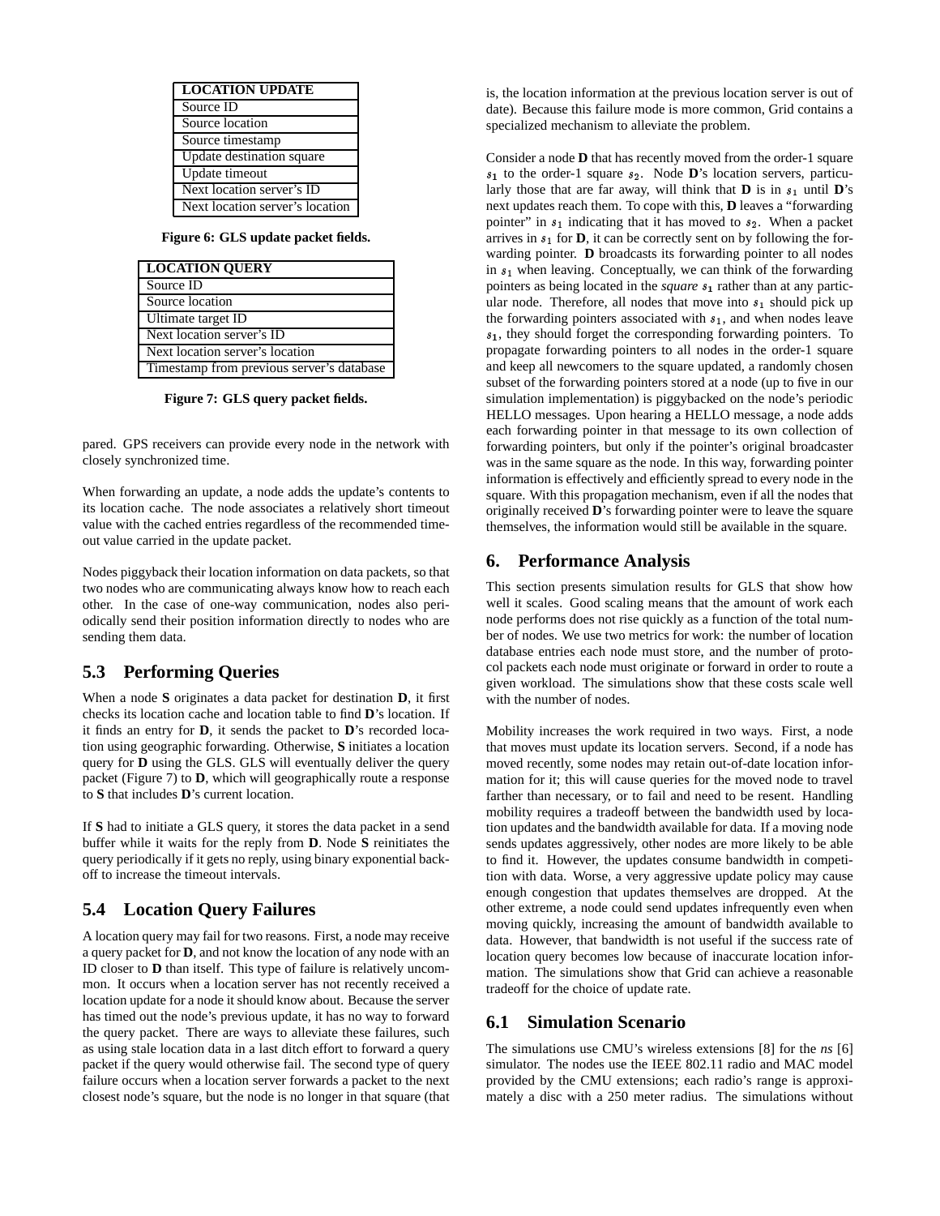| LOCATION UPDATE |
|---|
| Source ID |
| Source location |
| Source timestamp |
| Update destination square |
| Update timeout |
| Next location server's ID |
| Next location server's location |

**Figure 6: GLS update packet fields.**

| LOCATION QUERY |
|---|
| Source ID |
| Source location |
| Ultimate target ID |
| Next location server's ID |
| Next location server's location |
| Timestamp from previous server's database |

**Figure 7: GLS query packet fields.**

pared. GPS receivers can provide every node in the network with closely synchronized time.

When forwarding an update, a node adds the update's contents to its location cache. The node associates a relatively short timeout value with the cached entries regardless of the recommended timeout value carried in the update packet.

Nodes piggyback their location information on data packets, so that two nodes who are communicating always know how to reach each other. In the case of one-way communication, nodes also periodically send their position information directly to nodes who are sending them data.

## 5.3 Performing Queries

When a node **S** originates a data packet for destination **D**, it first checks its location cache and location table to find **D**'s location. If it finds an entry for **D**, it sends the packet to **D**'s recorded location using geographic forwarding. Otherwise, **S** initiates a location query for **D** using the GLS. GLS will eventually deliver the query packet (Figure 7) to **D**, which will geographically route a response to **S** that includes **D**'s current location.

If **S** had to initiate a GLS query, it stores the data packet in a send buffer while it waits for the reply from **D**. Node **S** reinitiates the query periodically if it gets no reply, using binary exponential backoff to increase the timeout intervals.

## 5.4 Location Query Failures

A location query may fail for two reasons. First, a node may receive a query packet for **D**, and not know the location of any node with an ID closer to **D** than itself. This type of failure is relatively uncommon. It occurs when a location server has not recently received a location update for a node it should know about. Because the server has timed out the node's previous update, it has no way to forward the query packet. There are ways to alleviate these failures, such as using stale location data in a last ditch effort to forward a query packet if the query would otherwise fail. The second type of query failure occurs when a location server forwards a packet to the next closest node's square, but the node is no longer in that square (that is, the location information at the previous location server is out of date). Because this failure mode is more common, Grid contains a specialized mechanism to alleviate the problem.

Consider a node **D** that has recently moved from the order-1 square $s_1$ to the order-1 square $s_2$. Node **D**'s location servers, particularly those that are far away, will think that **D** is in $s_1$ until **D**'s next updates reach them. To cope with this, **D** leaves a "forwarding pointer" in $s_1$ indicating that it has moved to $s_2$. When a packet arrives in $s_1$ for **D**, it can be correctly sent on by following the forwarding pointer. **D** broadcasts its forwarding pointer to all nodes in $s_1$ when leaving. Conceptually, we can think of the forwarding pointers as being located in the *square* $s_1$ rather than at any particular node. Therefore, all nodes that move into $s_1$ should pick up the forwarding pointers associated with $s_1$, and when nodes leave $s_1$, they should forget the corresponding forwarding pointers. To propagate forwarding pointers to all nodes in the order-1 square and keep all newcomers to the square updated, a randomly chosen subset of the forwarding pointers stored at a node (up to five in our simulation implementation) is piggybacked on the node's periodic HELLO messages. Upon hearing a HELLO message, a node adds each forwarding pointer in that message to its own collection of forwarding pointers, but only if the pointer's original broadcaster was in the same square as the node. In this way, forwarding pointer information is effectively and efficiently spread to every node in the square. With this propagation mechanism, even if all the nodes that originally received **D**'s forwarding pointer were to leave the square themselves, the information would still be available in the square.

# 6. Performance Analysis

This section presents simulation results for GLS that show how well it scales. Good scaling means that the amount of work each node performs does not rise quickly as a function of the total number of nodes. We use two metrics for work: the number of location database entries each node must store, and the number of protocol packets each node must originate or forward in order to route a given workload. The simulations show that these costs scale well with the number of nodes.

Mobility increases the work required in two ways. First, a node that moves must update its location servers. Second, if a node has moved recently, some nodes may retain out-of-date location information for it; this will cause queries for the moved node to travel farther than necessary, or to fail and need to be resent. Handling mobility requires a tradeoff between the bandwidth used by location updates and the bandwidth available for data. If a moving node sends updates aggressively, other nodes are more likely to be able to find it. However, the updates consume bandwidth in competition with data. Worse, a very aggressive update policy may cause enough congestion that updates themselves are dropped. At the other extreme, a node could send updates infrequently even when moving quickly, increasing the amount of bandwidth available to data. However, that bandwidth is not useful if the success rate of location query becomes low because of inaccurate location information. The simulations show that Grid can achieve a reasonable tradeoff for the choice of update rate.

## 6.1 Simulation Scenario

The simulations use CMU's wireless extensions [8] for the *ns* [6] simulator. The nodes use the IEEE 802.11 radio and MAC model provided by the CMU extensions; each radio's range is approximately a disc with a 250 meter radius. The simulations without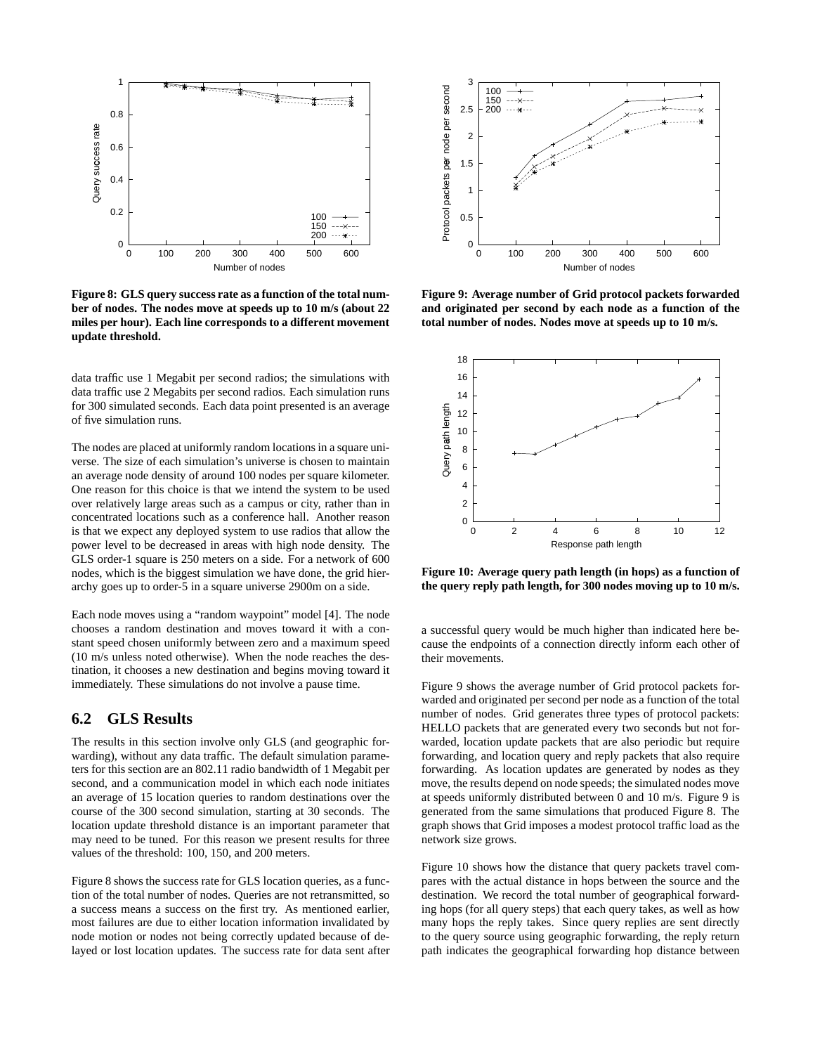**Figure 8: GLS query success rate as a function of the total number of nodes. The nodes move at speeds up to 10 m/s (about 22 miles per hour). Each line corresponds to a different movement update threshold.**

data traffic use 1 Megabit per second radios; the simulations with data traffic use 2 Megabits per second radios. Each simulation runs for 300 simulated seconds. Each data point presented is an average of five simulation runs.

The nodes are placed at uniformly random locations in a square universe. The size of each simulation's universe is chosen to maintain an average node density of around 100 nodes per square kilometer. One reason for this choice is that we intend the system to be used over relatively large areas such as a campus or city, rather than in concentrated locations such as a conference hall. Another reason is that we expect any deployed system to use radios that allow the power level to be decreased in areas with high node density. The GLS order-1 square is 250 meters on a side. For a network of 600 nodes, which is the biggest simulation we have done, the grid hierarchy goes up to order-5 in a square universe 2900m on a side.

Each node moves using a "random waypoint" model [4]. The node chooses a random destination and moves toward it with a constant speed chosen uniformly between zero and a maximum speed (10 m/s unless noted otherwise). When the node reaches the destination, it chooses a new destination and begins moving toward it immediately. These simulations do not involve a pause time.

## 6.2 GLS Results

The results in this section involve only GLS (and geographic forwarding), without any data traffic. The default simulation parameters for this section are an 802.11 radio bandwidth of 1 Megabit per second, and a communication model in which each node initiates an average of 15 location queries to random destinations over the course of the 300 second simulation, starting at 30 seconds. The location update threshold distance is an important parameter that may need to be tuned. For this reason we present results for three values of the threshold: 100, 150, and 200 meters.

Figure 8 shows the success rate for GLS location queries, as a function of the total number of nodes. Queries are not retransmitted, so a success means a success on the first try. As mentioned earlier, most failures are due to either location information invalidated by node motion or nodes not being correctly updated because of delayed or lost location updates. The success rate for data sent after a successful query would be much higher than indicated here because the endpoints of a connection directly inform each other of their movements.

**Figure 9: Average number of Grid protocol packets forwarded and originated per second by each node as a function of the total number of nodes. Nodes move at speeds up to 10 m/s.**

**Figure 10: Average query path length (in hops) as a function of the query reply path length, for 300 nodes moving up to 10 m/s.**

Figure 9 shows the average number of Grid protocol packets forwarded and originated per second per node as a function of the total number of nodes. Grid generates three types of protocol packets: HELLO packets that are generated every two seconds but not forwarded, location update packets that are also periodic but require forwarding, and location query and reply packets that also require forwarding. As location updates are generated by nodes as they move, the results depend on node speeds; the simulated nodes move at speeds uniformly distributed between 0 and 10 m/s. Figure 9 is generated from the same simulations that produced Figure 8. The graph shows that Grid imposes a modest protocol traffic load as the network size grows.

Figure 10 shows how the distance that query packets travel compares with the actual distance in hops between the source and the destination. We record the total number of geographical forwarding hops (for all query steps) that each query takes, as well as how many hops the reply takes. Since query replies are sent directly to the query source using geographic forwarding, the reply return path indicates the geographical forwarding hop distance between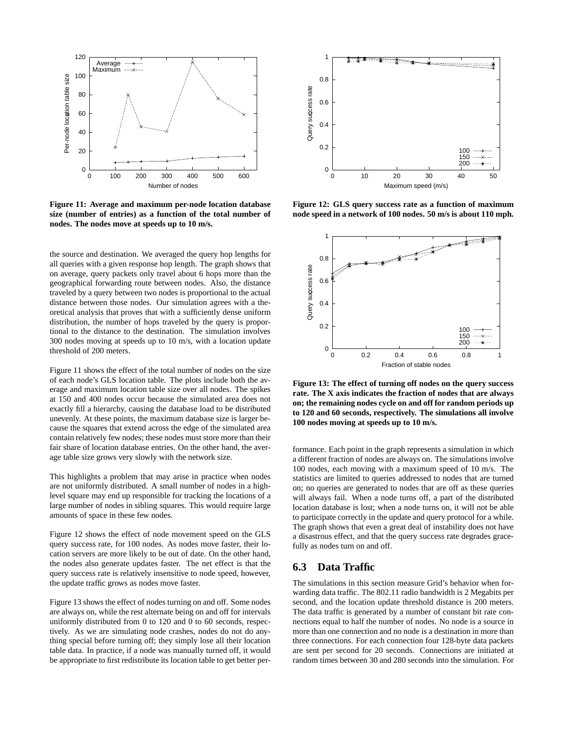**Figure 11: Average and maximum per-node location database size (number of entries) as a function of the total number of nodes. The nodes move at speeds up to 10 m/s.**

the source and destination. We averaged the query hop lengths for all queries with a given response hop length. The graph shows that on average, query packets only travel about 6 hops more than the geographical forwarding route between nodes. Also, the distance traveled by a query between two nodes is proportional to the actual distance between those nodes. Our simulation agrees with a theoretical analysis that proves that with a sufficiently dense uniform distribution, the number of hops traveled by the query is proportional to the distance to the destination. The simulation involves 300 nodes moving at speeds up to 10 m/s, with a location update threshold of 200 meters.

Figure 11 shows the effect of the total number of nodes on the size of each node's GLS location table. The plots include both the average and maximum location table size over all nodes. The spikes at 150 and 400 nodes occur because the simulated area does not exactly fill a hierarchy, causing the database load to be distributed unevenly. At these points, the maximum database size is larger because the squares that extend across the edge of the simulated area contain relatively few nodes; these nodes must store more than their fair share of location database entries. On the other hand, the average table size grows very slowly with the network size.

This highlights a problem that may arise in practice when nodes are not uniformly distributed. A small number of nodes in a high-level square may end up responsible for tracking the locations of a large number of nodes in sibling squares. This would require large amounts of space in these few nodes.

Figure 12 shows the effect of node movement speed on the GLS query success rate, for 100 nodes. As nodes move faster, their location servers are more likely to be out of date. On the other hand, the nodes also generate updates faster. The net effect is that the query success rate is relatively insensitive to node speed, however, the update traffic grows as nodes move faster.

Figure 13 shows the effect of nodes turning on and off. Some nodes are always on, while the rest alternate being on and off for intervals uniformly distributed from 0 to 120 and 0 to 60 seconds, respectively. As we are simulating node crashes, nodes do not do anything special before turning off; they simply lose all their location table data. In practice, if a node was manually turned off, it would be appropriate to first redistribute its location table to get better performance. Each point in the graph represents a simulation in which a different fraction of nodes are always on. The simulations involve 100 nodes, each moving with a maximum speed of 10 m/s. The statistics are limited to queries addressed to nodes that are turned on; no queries are generated to nodes that are off as these queries will always fail. When a node turns off, a part of the distributed location database is lost; when a node turns on, it will not be able to participate correctly in the update and query protocol for a while. The graph shows that even a great deal of instability does not have a disastrous effect, and that the query success rate degrades gracefully as nodes turn on and off.

**Figure 12: GLS query success rate as a function of maximum node speed in a network of 100 nodes. 50 m/s is about 110 mph.**

**Figure 13: The effect of turning off nodes on the query success rate. The X axis indicates the fraction of nodes that are always on; the remaining nodes cycle on and off for random periods up to 120 and 60 seconds, respectively. The simulations all involve 100 nodes moving at speeds up to 10 m/s.**

## 6.3 Data Traffic

The simulations in this section measure Grid's behavior when forwarding data traffic. The 802.11 radio bandwidth is 2 Megabits per second, and the location update threshold distance is 200 meters. The data traffic is generated by a number of constant bit rate connections equal to half the number of nodes. No node is a source in more than one connection and no node is a destination in more than three connections. For each connection four 128-byte data packets are sent per second for 20 seconds. Connections are initiated at random times between 30 and 280 seconds into the simulation. For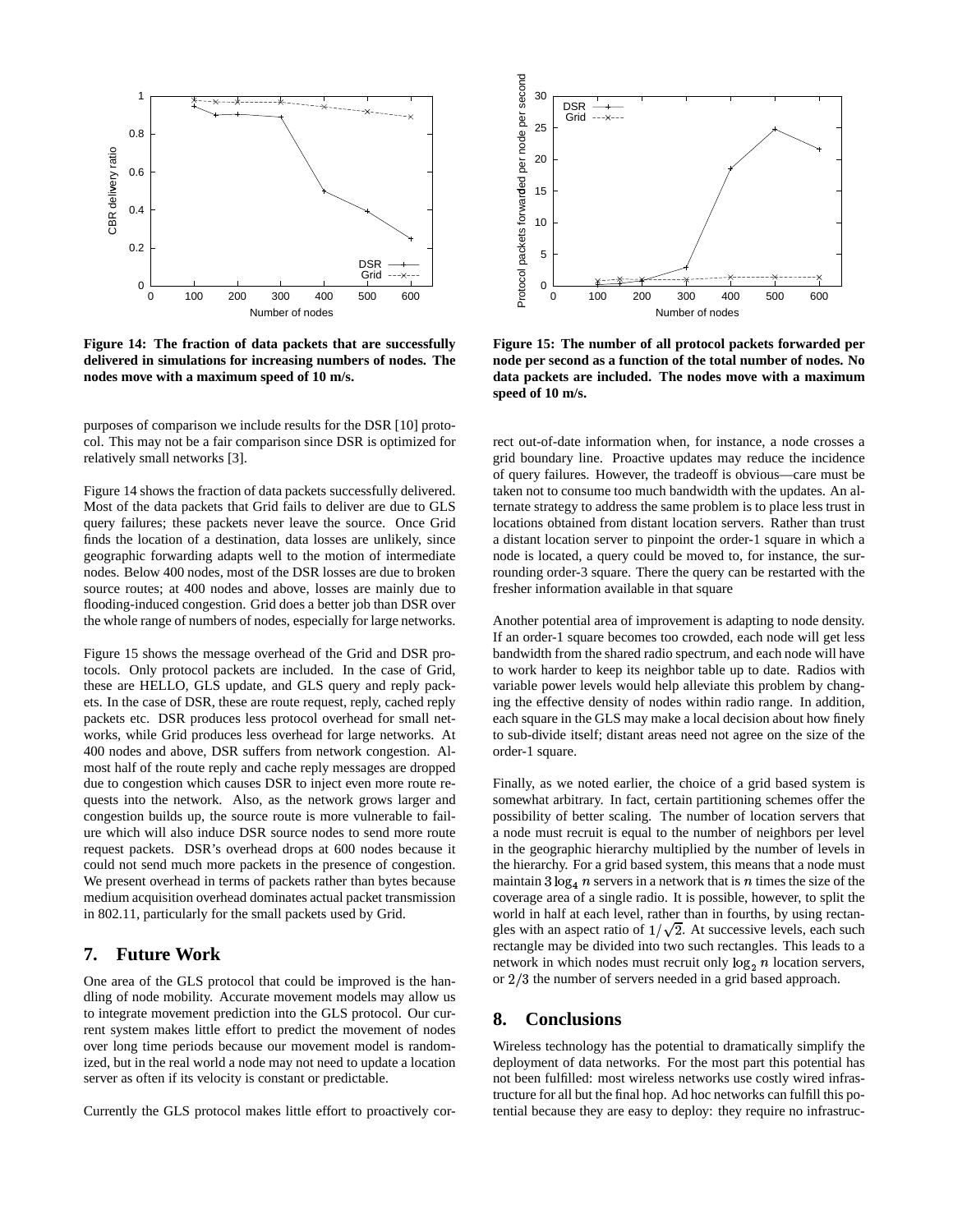**Figure 14: The fraction of data packets that are successfully delivered in simulations for increasing numbers of nodes. The nodes move with a maximum speed of 10 m/s.**

**Figure 15: The number of all protocol packets forwarded per node per second as a function of the total number of nodes. No data packets are included. The nodes move with a maximum speed of 10 m/s.**

purposes of comparison we include results for the DSR [10] protocol. This may not be a fair comparison since DSR is optimized for relatively small networks [3].

Figure 14 shows the fraction of data packets successfully delivered. Most of the data packets that Grid fails to deliver are due to GLS query failures; these packets never leave the source. Once Grid finds the location of a destination, data losses are unlikely, since geographic forwarding adapts well to the motion of intermediate nodes. Below 400 nodes, most of the DSR losses are due to broken source routes; at 400 nodes and above, losses are mainly due to flooding-induced congestion. Grid does a better job than DSR over the whole range of numbers of nodes, especially for large networks.

Figure 15 shows the message overhead of the Grid and DSR protocols. Only protocol packets are included. In the case of Grid, these are HELLO, GLS update, and GLS query and reply packets. In the case of DSR, these are route request, reply, cached reply packets etc. DSR produces less protocol overhead for small networks, while Grid produces less overhead for large networks. At 400 nodes and above, DSR suffers from network congestion. Almost half of the route reply and cache reply messages are dropped due to congestion which causes DSR to inject even more route requests into the network. Also, as the network grows larger and congestion builds up, the source route is more vulnerable to failure which will also induce DSR source nodes to send more route request packets. DSR's overhead drops at 600 nodes because it could not send much more packets in the presence of congestion. We present overhead in terms of packets rather than bytes because medium acquisition overhead dominates actual packet transmission in 802.11, particularly for the small packets used by Grid.

## 7. Future Work

One area of the GLS protocol that could be improved is the handling of node mobility. Accurate movement models may allow us to integrate movement prediction into the GLS protocol. Our current system makes little effort to predict the movement of nodes over long time periods because our movement model is randomized, but in the real world a node may not need to update a location server as often if its velocity is constant or predictable.

Currently the GLS protocol makes little effort to proactively correct out-of-date information when, for instance, a node crosses a grid boundary line. Proactive updates may reduce the incidence of query failures. However, the tradeoff is obvious—care must be taken not to consume too much bandwidth with the updates. An alternate strategy to address the same problem is to place less trust in locations obtained from distant location servers. Rather than trust a distant location server to pinpoint the order-1 square in which a node is located, a query could be moved to, for instance, the surrounding order-3 square. There the query can be restarted with the fresher information available in that square

Another potential area of improvement is adapting to node density. If an order-1 square becomes too crowded, each node will get less bandwidth from the shared radio spectrum, and each node will have to work harder to keep its neighbor table up to date. Radios with variable power levels would help alleviate this problem by changing the effective density of nodes within radio range. In addition, each square in the GLS may make a local decision about how finely to sub-divide itself; distant areas need not agree on the size of the order-1 square.

Finally, as we noted earlier, the choice of a grid based system is somewhat arbitrary. In fact, certain partitioning schemes offer the possibility of better scaling. The number of location servers that a node must recruit is equal to the number of neighbors per level in the geographic hierarchy multiplied by the number of levels in the hierarchy. For a grid based system, this means that a node must maintain $3 \log_4 n$ servers in a network that is $n$ times the size of the coverage area of a single radio. It is possible, however, to split the world in half at each level, rather than in fourths, by using rectangles with an aspect ratio of $1/\sqrt{2}$. At successive levels, each such rectangle may be divided into two such rectangles. This leads to a network in which nodes must recruit only $\log_2 n$ location servers, or $2/3$ the number of servers needed in a grid based approach.

## 8. Conclusions

Wireless technology has the potential to dramatically simplify the deployment of data networks. For the most part this potential has not been fulfilled: most wireless networks use costly wired infrastructure for all but the final hop. Ad hoc networks can fulfill this potential because they are easy to deploy: they require no infrastruc-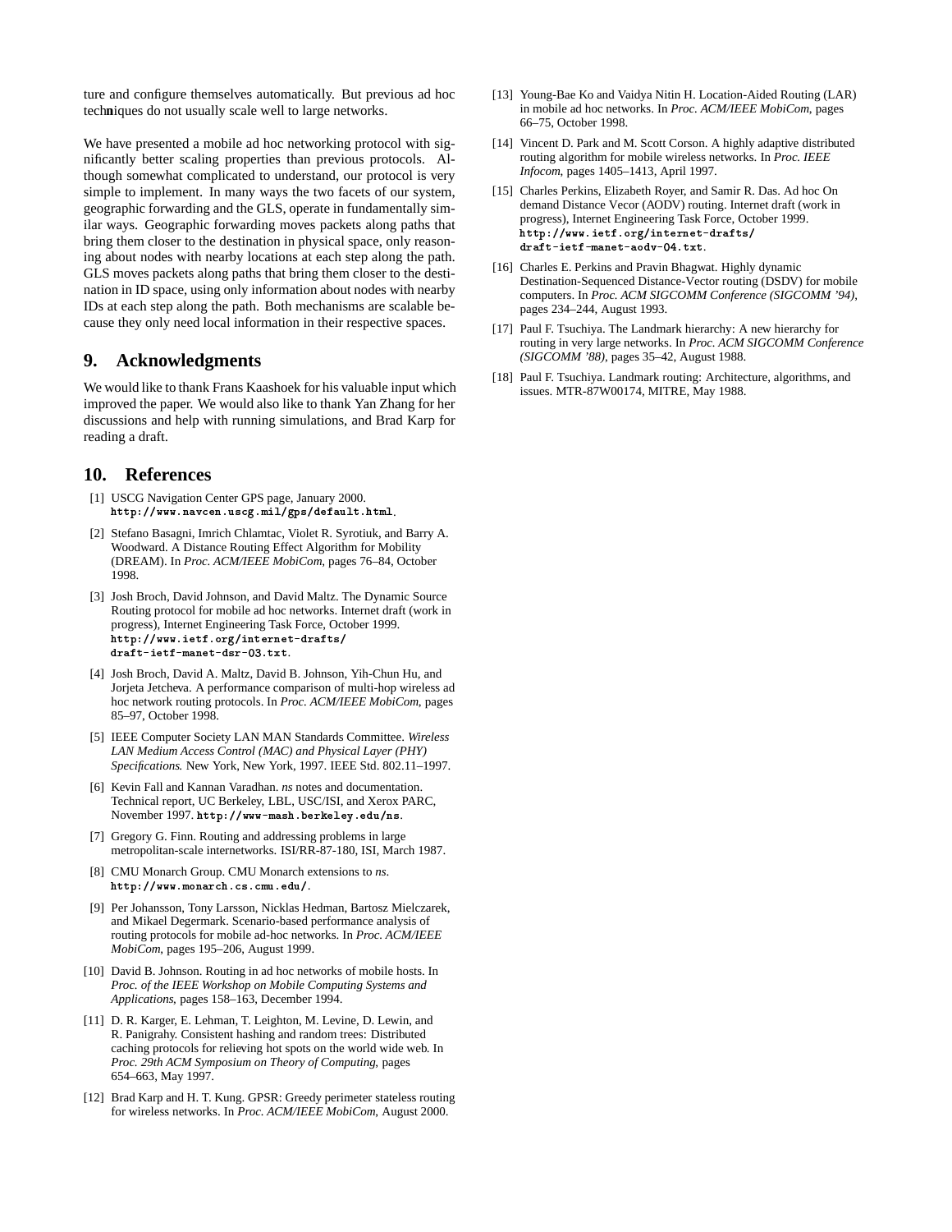ture and configure themselves automatically. But previous ad hoc techniques do not usually scale well to large networks.

We have presented a mobile ad hoc networking protocol with significantly better scaling properties than previous protocols. Although somewhat complicated to understand, our protocol is very simple to implement. In many ways the two facets of our system, geographic forwarding and the GLS, operate in fundamentally similar ways. Geographic forwarding moves packets along paths that bring them closer to the destination in physical space, only reasoning about nodes with nearby locations at each step along the path. GLS moves packets along paths that bring them closer to the destination in ID space, using only information about nodes with nearby IDs at each step along the path. Both mechanisms are scalable because they only need local information in their respective spaces.

## 9. Acknowledgments

We would like to thank Frans Kaashoek for his valuable input which improved the paper. We would also like to thank Yan Zhang for her discussions and help with running simulations, and Brad Karp for reading a draft.

## 10. References

[1] USCG Navigation Center GPS page, January 2000. http://www.navcen.uscg.mil/gps/default.html.

[2] Stefano Basagni, Imrich Chlamtac, Violet R. Syrotiuk, and Barry A. Woodward. A Distance Routing Effect Algorithm for Mobility (DREAM). In *Proc. ACM/IEEE MobiCom*, pages 76–84, October 1998.

[3] Josh Broch, David Johnson, and David Maltz. The Dynamic Source Routing protocol for mobile ad hoc networks. Internet draft (work in progress), Internet Engineering Task Force, October 1999. http://www.ietf.org/internet-drafts/draft-ietf-manet-dsr-03.txt.

[4] Josh Broch, David A. Maltz, David B. Johnson, Yih-Chun Hu, and Jorjeta Jetcheva. A performance comparison of multi-hop wireless ad hoc network routing protocols. In *Proc. ACM/IEEE MobiCom*, pages 85–97, October 1998.

[5] IEEE Computer Society LAN MAN Standards Committee. *Wireless LAN Medium Access Control (MAC) and Physical Layer (PHY) Specifications*. New York, New York, 1997. IEEE Std. 802.11–1997.

[6] Kevin Fall and Kannan Varadhan. *ns* notes and documentation. Technical report, UC Berkeley, LBL, USC/ISI, and Xerox PARC, November 1997. http://www-mash.berkeley.edu/ns.

[7] Gregory G. Finn. Routing and addressing problems in large metropolitan-scale internetworks. ISI/RR-87-180, ISI, March 1987.

[8] CMU Monarch Group. CMU Monarch extensions to *ns*. http://www.monarch.cs.cmu.edu/.

[9] Per Johansson, Tony Larsson, Nicklas Hedman, Bartosz Mielczarek, and Mikael Degermark. Scenario-based performance analysis of routing protocols for mobile ad-hoc networks. In *Proc. ACM/IEEE MobiCom*, pages 195–206, August 1999.

[10] David B. Johnson. Routing in ad hoc networks of mobile hosts. In *Proc. of the IEEE Workshop on Mobile Computing Systems and Applications*, pages 158–163, December 1994.

[11] D. R. Karger, E. Lehman, T. Leighton, M. Levine, D. Lewin, and R. Panigrahy. Consistent hashing and random trees: Distributed caching protocols for relieving hot spots on the world wide web. In *Proc. 29th ACM Symposium on Theory of Computing*, pages 654–663, May 1997.

[12] Brad Karp and H. T. Kung. GPSR: Greedy perimeter stateless routing for wireless networks. In *Proc. ACM/IEEE MobiCom*, August 2000.

[13] Young-Bae Ko and Vaidya Nitin H. Location-Aided Routing (LAR) in mobile ad hoc networks. In *Proc. ACM/IEEE MobiCom*, pages 66–75, October 1998.

[14] Vincent D. Park and M. Scott Corson. A highly adaptive distributed routing algorithm for mobile wireless networks. In *Proc. IEEE Infocom*, pages 1405–1413, April 1997.

[15] Charles Perkins, Elizabeth Royer, and Samir R. Das. Ad hoc On demand Distance Vecor (AODV) routing. Internet draft (work in progress), Internet Engineering Task Force, October 1999. http://www.ietf.org/internet-drafts/draft-ietf-manet-aodv-04.txt.

[16] Charles E. Perkins and Pravin Bhagwat. Highly dynamic Destination-Sequenced Distance-Vector routing (DSDV) for mobile computers. In *Proc. ACM SIGCOMM Conference (SIGCOMM '94)*, pages 234–244, August 1993.

[17] Paul F. Tsuchiya. The Landmark hierarchy: A new hierarchy for routing in very large networks. In *Proc. ACM SIGCOMM Conference (SIGCOMM '88)*, pages 35–42, August 1988.

[18] Paul F. Tsuchiya. Landmark routing: Architecture, algorithms, and issues. MTR-87W00174, MITRE, May 1988.